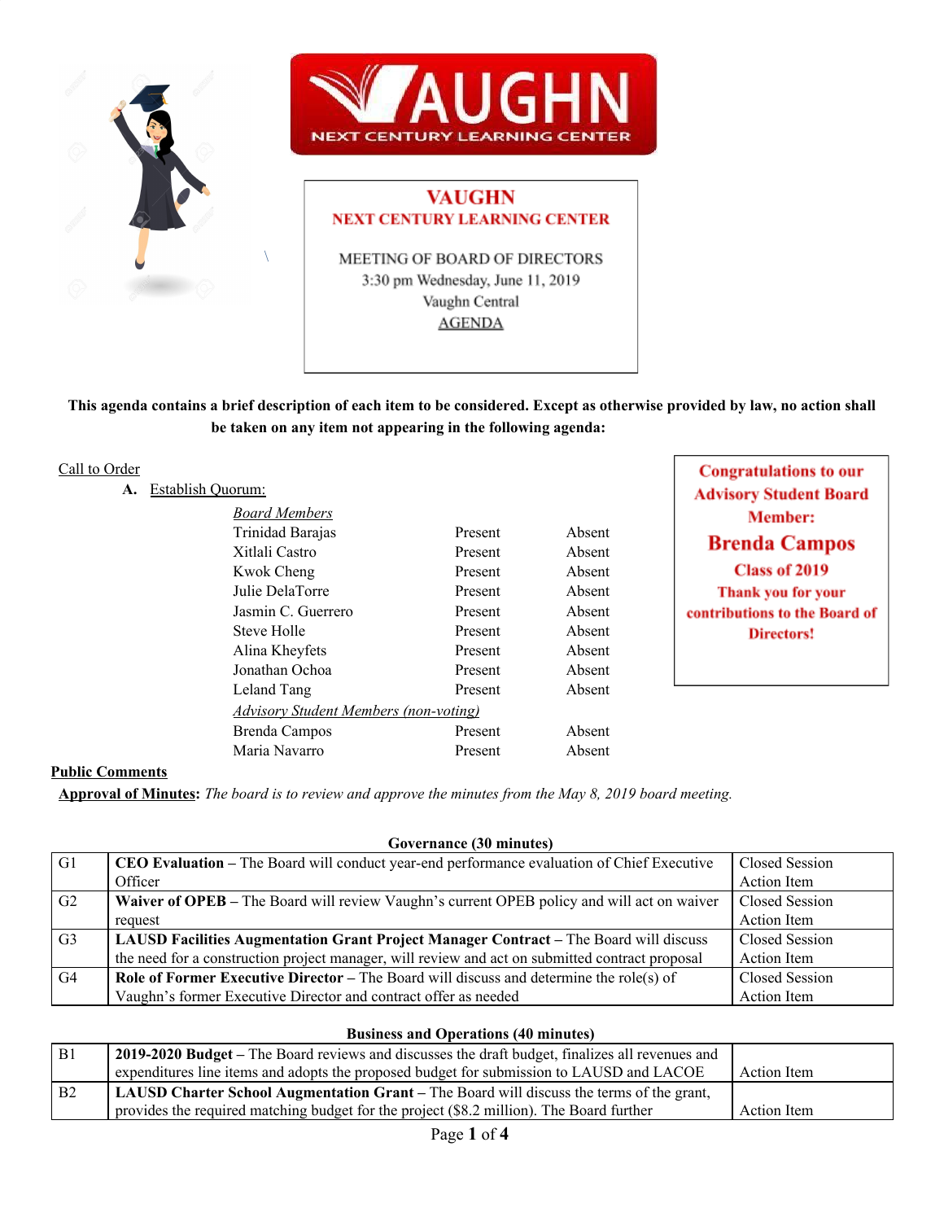# VAUGHN
## NEXT CENTURY LEARNING CENTER

MEETING OF BOARD OF DIRECTORS
3:30 pm Wednesday, June 11, 2019
Vaughn Central
AGENDA

**This agenda contains a brief description of each item to be considered. Except as otherwise provided by law, no action shall be taken on any item not appearing in the following agenda:**

**Congratulations to our Advisory Student Board Member:**
**Brenda Campos**
**Class of 2019**
**Thank you for your contributions to the Board of Directors!**

Call to Order

A. Establish Quorum:

| *Board Members* | | |
|---|---|---|
| Trinidad Barajas | Present | Absent |
| Xitlali Castro | Present | Absent |
| Kwok Cheng | Present | Absent |
| Julie DelaTorre | Present | Absent |
| Jasmin C. Guerrero | Present | Absent |
| Steve Holle | Present | Absent |
| Alina Kheyfets | Present | Absent |
| Jonathan Ochoa | Present | Absent |
| Leland Tang | Present | Absent |
| *Advisory Student Members (non-voting)* | | |
| Brenda Campos | Present | Absent |
| Maria Navarro | Present | Absent |

**Public Comments**

**Approval of Minutes**: *The board is to review and approve the minutes from the May 8, 2019 board meeting.*

**Governance (30 minutes)**

| | | |
|---|---|---|
| G1 | **CEO Evaluation** – The Board will conduct year-end performance evaluation of Chief Executive Officer | Closed Session Action Item |
| G2 | **Waiver of OPEB** – The Board will review Vaughn's current OPEB policy and will act on waiver request | Closed Session Action Item |
| G3 | **LAUSD Facilities Augmentation Grant Project Manager Contract** – The Board will discuss the need for a construction project manager, will review and act on submitted contract proposal | Closed Session Action Item |
| G4 | **Role of Former Executive Director** – The Board will discuss and determine the role(s) of Vaughn's former Executive Director and contract offer as needed | Closed Session Action Item |

**Business and Operations (40 minutes)**

| | | |
|---|---|---|
| B1 | **2019-2020 Budget** – The Board reviews and discusses the draft budget, finalizes all revenues and expenditures line items and adopts the proposed budget for submission to LAUSD and LACOE | Action Item |
| B2 | **LAUSD Charter School Augmentation Grant** – The Board will discuss the terms of the grant, provides the required matching budget for the project ($8.2 million). The Board further | Action Item |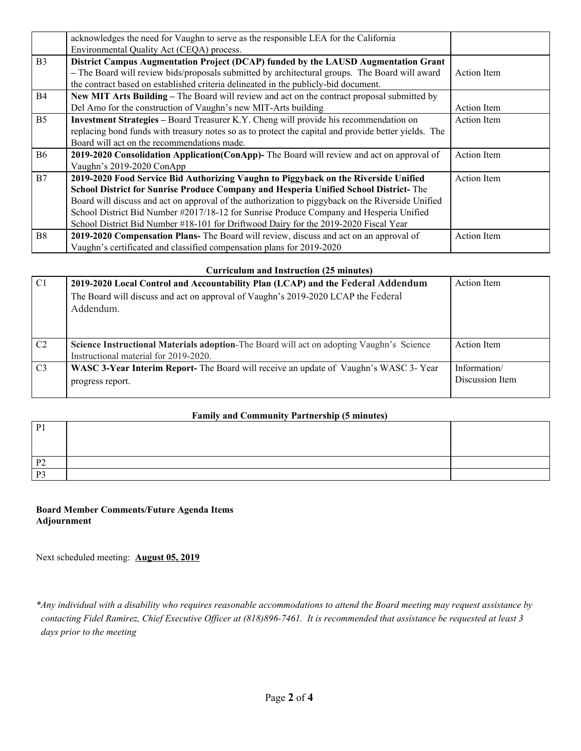| | | |
|---|---|---|
| | acknowledges the need for Vaughn to serve as the responsible LEA for the California Environmental Quality Act (CEQA) process. | |
| B3 | **District Campus Augmentation Project (DCAP) funded by the LAUSD Augmentation Grant** – The Board will review bids/proposals submitted by architectural groups. The Board will award the contract based on established criteria delineated in the publicly-bid document. | Action Item |
| B4 | **New MIT Arts Building –** The Board will review and act on the contract proposal submitted by Del Amo for the construction of Vaughn's new MIT-Arts building | Action Item |
| B5 | **Investment Strategies –** Board Treasurer K.Y. Cheng will provide his recommendation on replacing bond funds with treasury notes so as to protect the capital and provide better yields. The Board will act on the recommendations made. | Action Item |
| B6 | **2019-2020 Consolidation Application(ConApp)-** The Board will review and act on approval of Vaughn's 2019-2020 ConApp | Action Item |
| B7 | **2019-2020 Food Service Bid Authorizing Vaughn to Piggyback on the Riverside Unified School District for Sunrise Produce Company and Hesperia Unified School District-** The Board will discuss and act on approval of the authorization to piggyback on the Riverside Unified School District Bid Number #2017/18-12 for Sunrise Produce Company and Hesperia Unified School District Bid Number #18-101 for Driftwood Dairy for the 2019-2020 Fiscal Year | Action Item |
| B8 | **2019-2020 Compensation Plans-** The Board will review, discuss and act on an approval of Vaughn's certificated and classified compensation plans for 2019-2020 | Action Item |

**Curriculum and Instruction (25 minutes)**

| | | |
|---|---|---|
| C1 | **2019-2020 Local Control and Accountability Plan (LCAP) and the Federal Addendum** The Board will discuss and act on approval of Vaughn's 2019-2020 LCAP the Federal Addendum. | Action Item |
| C2 | **Science Instructional Materials adoption**-The Board will act on adopting Vaughn's Science Instructional material for 2019-2020. | Action Item |
| C3 | **WASC 3-Year Interim Report-** The Board will receive an update of Vaughn's WASC 3- Year progress report. | Information/ Discussion Item |

**Family and Community Partnership (5 minutes)**

| | | |
|---|---|---|
| P1 | | |
| P2 | | |
| P3 | | |

**Board Member Comments/Future Agenda Items**
**Adjournment**

Next scheduled meeting: **August 05, 2019**

*\*Any individual with a disability who requires reasonable accommodations to attend the Board meeting may request assistance by contacting Fidel Ramirez, Chief Executive Officer at (818)896-7461. It is recommended that assistance be requested at least 3 days prior to the meeting*